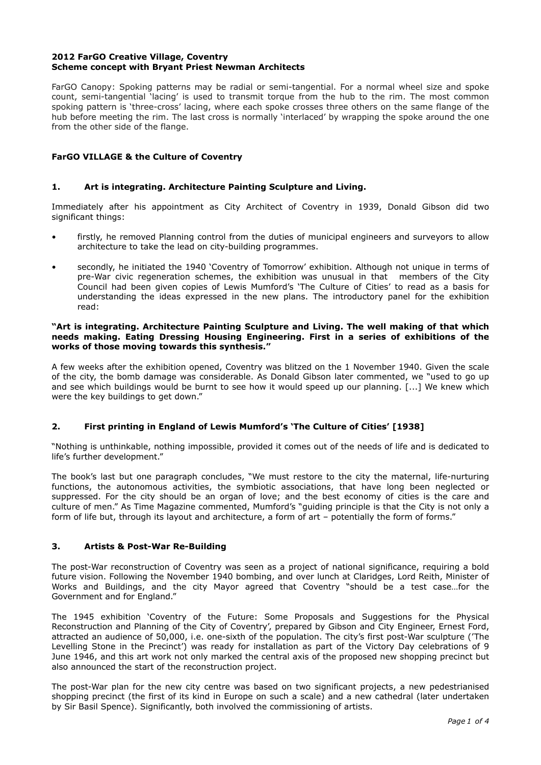**2012 FarGO Creative Village, Coventry**
**Scheme concept with Bryant Priest Newman Architects**

FarGO Canopy: Spoking patterns may be radial or semi-tangential. For a normal wheel size and spoke count, semi-tangential 'lacing' is used to transmit torque from the hub to the rim. The most common spoking pattern is 'three-cross' lacing, where each spoke crosses three others on the same flange of the hub before meeting the rim. The last cross is normally 'interlaced' by wrapping the spoke around the one from the other side of the flange.

## FarGO VILLAGE & the Culture of Coventry

### 1. Art is integrating. Architecture Painting Sculpture and Living.

Immediately after his appointment as City Architect of Coventry in 1939, Donald Gibson did two significant things:

- firstly, he removed Planning control from the duties of municipal engineers and surveyors to allow architecture to take the lead on city-building programmes.
- secondly, he initiated the 1940 'Coventry of Tomorrow' exhibition. Although not unique in terms of pre-War civic regeneration schemes, the exhibition was unusual in that members of the City Council had been given copies of Lewis Mumford's 'The Culture of Cities' to read as a basis for understanding the ideas expressed in the new plans. The introductory panel for the exhibition read:

**"Art is integrating. Architecture Painting Sculpture and Living. The well making of that which needs making. Eating Dressing Housing Engineering. First in a series of exhibitions of the works of those moving towards this synthesis."**

A few weeks after the exhibition opened, Coventry was blitzed on the 1 November 1940. Given the scale of the city, the bomb damage was considerable. As Donald Gibson later commented, we "used to go up and see which buildings would be burnt to see how it would speed up our planning. [...] We knew which were the key buildings to get down."

### 2. First printing in England of Lewis Mumford's 'The Culture of Cities' [1938]

"Nothing is unthinkable, nothing impossible, provided it comes out of the needs of life and is dedicated to life's further development."

The book's last but one paragraph concludes, "We must restore to the city the maternal, life-nurturing functions, the autonomous activities, the symbiotic associations, that have long been neglected or suppressed. For the city should be an organ of love; and the best economy of cities is the care and culture of men." As Time Magazine commented, Mumford's "guiding principle is that the City is not only a form of life but, through its layout and architecture, a form of art – potentially the form of forms."

### 3. Artists & Post-War Re-Building

The post-War reconstruction of Coventry was seen as a project of national significance, requiring a bold future vision. Following the November 1940 bombing, and over lunch at Claridges, Lord Reith, Minister of Works and Buildings, and the city Mayor agreed that Coventry "should be a test case…for the Government and for England."

The 1945 exhibition 'Coventry of the Future: Some Proposals and Suggestions for the Physical Reconstruction and Planning of the City of Coventry', prepared by Gibson and City Engineer, Ernest Ford, attracted an audience of 50,000, i.e. one-sixth of the population. The city's first post-War sculpture ('The Levelling Stone in the Precinct') was ready for installation as part of the Victory Day celebrations of 9 June 1946, and this art work not only marked the central axis of the proposed new shopping precinct but also announced the start of the reconstruction project.

The post-War plan for the new city centre was based on two significant projects, a new pedestrianised shopping precinct (the first of its kind in Europe on such a scale) and a new cathedral (later undertaken by Sir Basil Spence). Significantly, both involved the commissioning of artists.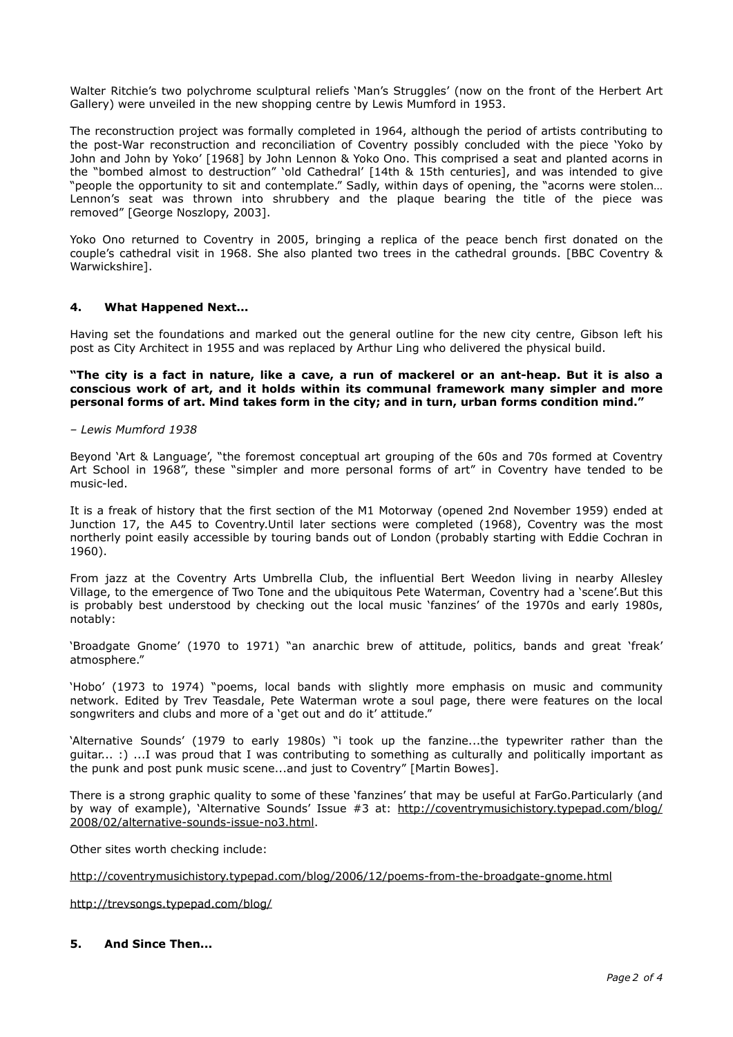Walter Ritchie's two polychrome sculptural reliefs 'Man's Struggles' (now on the front of the Herbert Art Gallery) were unveiled in the new shopping centre by Lewis Mumford in 1953.

The reconstruction project was formally completed in 1964, although the period of artists contributing to the post-War reconstruction and reconciliation of Coventry possibly concluded with the piece 'Yoko by John and John by Yoko' [1968] by John Lennon & Yoko Ono. This comprised a seat and planted acorns in the "bombed almost to destruction" 'old Cathedral' [14th & 15th centuries], and was intended to give "people the opportunity to sit and contemplate." Sadly, within days of opening, the "acorns were stolen… Lennon's seat was thrown into shrubbery and the plaque bearing the title of the piece was removed" [George Noszlopy, 2003].

Yoko Ono returned to Coventry in 2005, bringing a replica of the peace bench first donated on the couple's cathedral visit in 1968. She also planted two trees in the cathedral grounds. [BBC Coventry & Warwickshire].

## 4. What Happened Next...

Having set the foundations and marked out the general outline for the new city centre, Gibson left his post as City Architect in 1955 and was replaced by Arthur Ling who delivered the physical build.

**"The city is a fact in nature, like a cave, a run of mackerel or an ant-heap. But it is also a conscious work of art, and it holds within its communal framework many simpler and more personal forms of art. Mind takes form in the city; and in turn, urban forms condition mind."**

*– Lewis Mumford 1938*

Beyond 'Art & Language', "the foremost conceptual art grouping of the 60s and 70s formed at Coventry Art School in 1968", these "simpler and more personal forms of art" in Coventry have tended to be music-led.

It is a freak of history that the first section of the M1 Motorway (opened 2nd November 1959) ended at Junction 17, the A45 to Coventry.Until later sections were completed (1968), Coventry was the most northerly point easily accessible by touring bands out of London (probably starting with Eddie Cochran in 1960).

From jazz at the Coventry Arts Umbrella Club, the influential Bert Weedon living in nearby Allesley Village, to the emergence of Two Tone and the ubiquitous Pete Waterman, Coventry had a 'scene'.But this is probably best understood by checking out the local music 'fanzines' of the 1970s and early 1980s, notably:

'Broadgate Gnome' (1970 to 1971) "an anarchic brew of attitude, politics, bands and great 'freak' atmosphere."

'Hobo' (1973 to 1974) "poems, local bands with slightly more emphasis on music and community network. Edited by Trev Teasdale, Pete Waterman wrote a soul page, there were features on the local songwriters and clubs and more of a 'get out and do it' attitude."

'Alternative Sounds' (1979 to early 1980s) "i took up the fanzine...the typewriter rather than the guitar... :) ...I was proud that I was contributing to something as culturally and politically important as the punk and post punk music scene...and just to Coventry" [Martin Bowes].

There is a strong graphic quality to some of these 'fanzines' that may be useful at FarGo.Particularly (and by way of example), 'Alternative Sounds' Issue #3 at: http://coventrymusichistory.typepad.com/blog/2008/02/alternative-sounds-issue-no3.html.

Other sites worth checking include:

http://coventrymusichistory.typepad.com/blog/2006/12/poems-from-the-broadgate-gnome.html

http://trevsongs.typepad.com/blog/

## 5. And Since Then...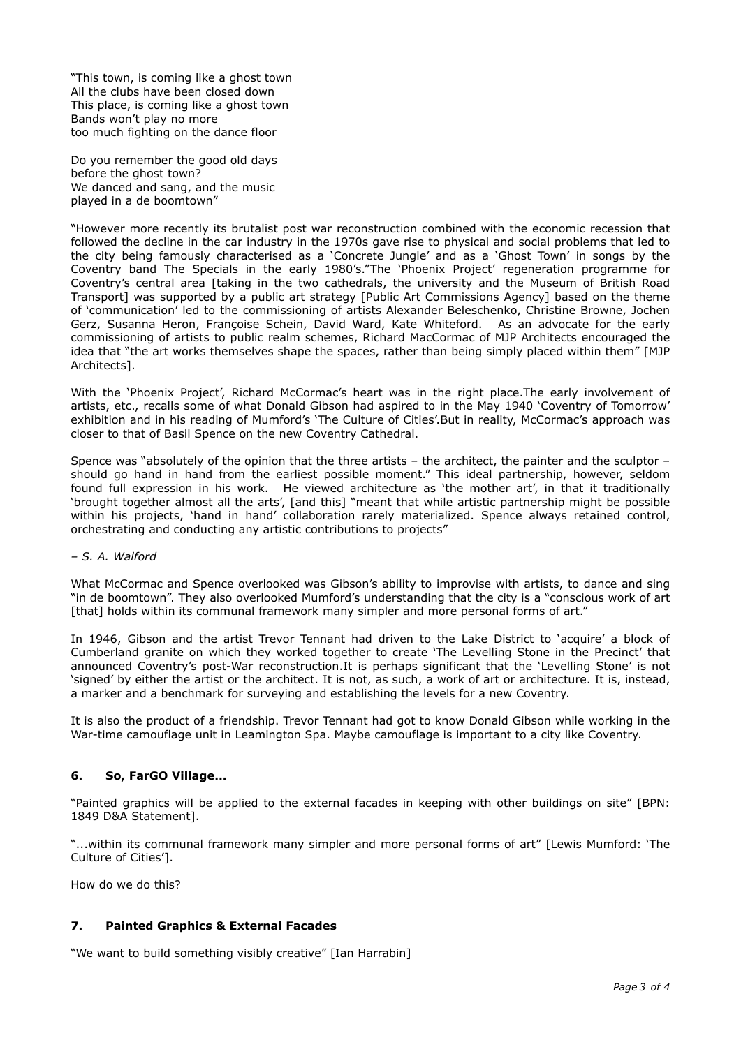"This town, is coming like a ghost town
All the clubs have been closed down
This place, is coming like a ghost town
Bands won't play no more
too much fighting on the dance floor

Do you remember the good old days
before the ghost town?
We danced and sang, and the music
played in a de boomtown"

"However more recently its brutalist post war reconstruction combined with the economic recession that followed the decline in the car industry in the 1970s gave rise to physical and social problems that led to the city being famously characterised as a 'Concrete Jungle' and as a 'Ghost Town' in songs by the Coventry band The Specials in the early 1980's."The 'Phoenix Project' regeneration programme for Coventry's central area [taking in the two cathedrals, the university and the Museum of British Road Transport] was supported by a public art strategy [Public Art Commissions Agency] based on the theme of 'communication' led to the commissioning of artists Alexander Beleschenko, Christine Browne, Jochen Gerz, Susanna Heron, Françoise Schein, David Ward, Kate Whiteford. As an advocate for the early commissioning of artists to public realm schemes, Richard MacCormac of MJP Architects encouraged the idea that "the art works themselves shape the spaces, rather than being simply placed within them" [MJP Architects].

With the 'Phoenix Project', Richard McCormac's heart was in the right place.The early involvement of artists, etc., recalls some of what Donald Gibson had aspired to in the May 1940 'Coventry of Tomorrow' exhibition and in his reading of Mumford's 'The Culture of Cities'.But in reality, McCormac's approach was closer to that of Basil Spence on the new Coventry Cathedral.

Spence was "absolutely of the opinion that the three artists – the architect, the painter and the sculptor – should go hand in hand from the earliest possible moment." This ideal partnership, however, seldom found full expression in his work. He viewed architecture as 'the mother art', in that it traditionally 'brought together almost all the arts', [and this] "meant that while artistic partnership might be possible within his projects, 'hand in hand' collaboration rarely materialized. Spence always retained control, orchestrating and conducting any artistic contributions to projects"

*– S. A. Walford*

What McCormac and Spence overlooked was Gibson's ability to improvise with artists, to dance and sing "in de boomtown". They also overlooked Mumford's understanding that the city is a "conscious work of art [that] holds within its communal framework many simpler and more personal forms of art."

In 1946, Gibson and the artist Trevor Tennant had driven to the Lake District to 'acquire' a block of Cumberland granite on which they worked together to create 'The Levelling Stone in the Precinct' that announced Coventry's post-War reconstruction.It is perhaps significant that the 'Levelling Stone' is not 'signed' by either the artist or the architect. It is not, as such, a work of art or architecture. It is, instead, a marker and a benchmark for surveying and establishing the levels for a new Coventry.

It is also the product of a friendship. Trevor Tennant had got to know Donald Gibson while working in the War-time camouflage unit in Leamington Spa. Maybe camouflage is important to a city like Coventry.

## 6. So, FarGO Village...

"Painted graphics will be applied to the external facades in keeping with other buildings on site" [BPN: 1849 D&A Statement].

"...within its communal framework many simpler and more personal forms of art" [Lewis Mumford: 'The Culture of Cities'].

How do we do this?

## 7. Painted Graphics & External Facades

"We want to build something visibly creative" [Ian Harrabin]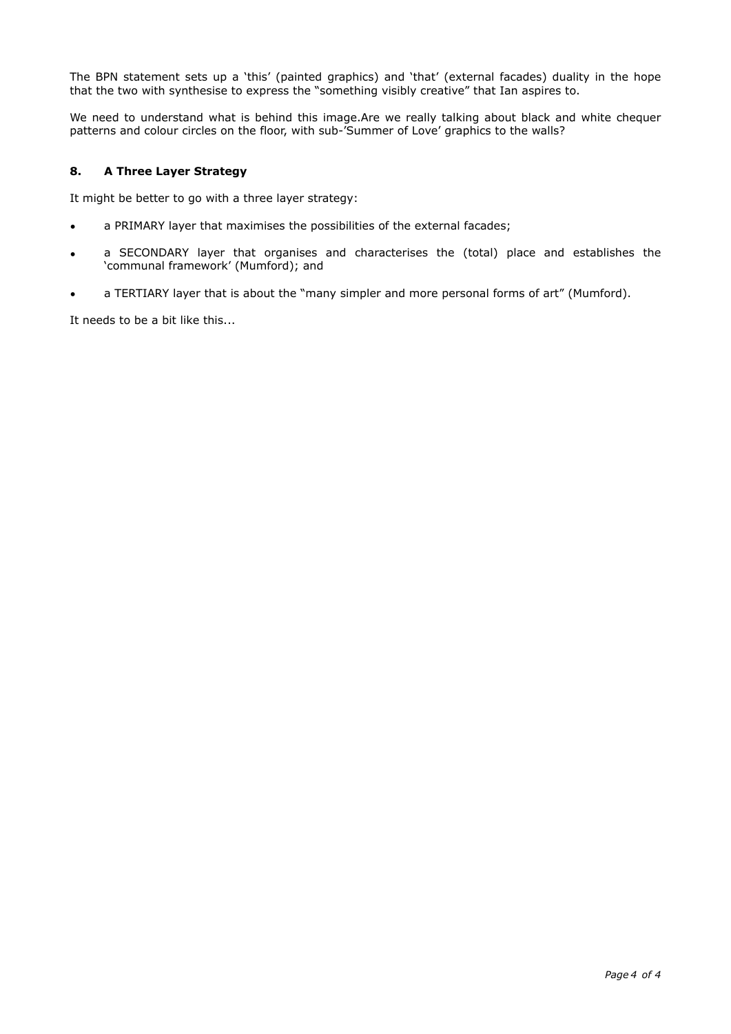The BPN statement sets up a 'this' (painted graphics) and 'that' (external facades) duality in the hope that the two with synthesise to express the "something visibly creative" that Ian aspires to.

We need to understand what is behind this image.Are we really talking about black and white chequer patterns and colour circles on the floor, with sub-'Summer of Love' graphics to the walls?

## 8. A Three Layer Strategy

It might be better to go with a three layer strategy:

- a PRIMARY layer that maximises the possibilities of the external facades;
- a SECONDARY layer that organises and characterises the (total) place and establishes the 'communal framework' (Mumford); and
- a TERTIARY layer that is about the "many simpler and more personal forms of art" (Mumford).

It needs to be a bit like this...